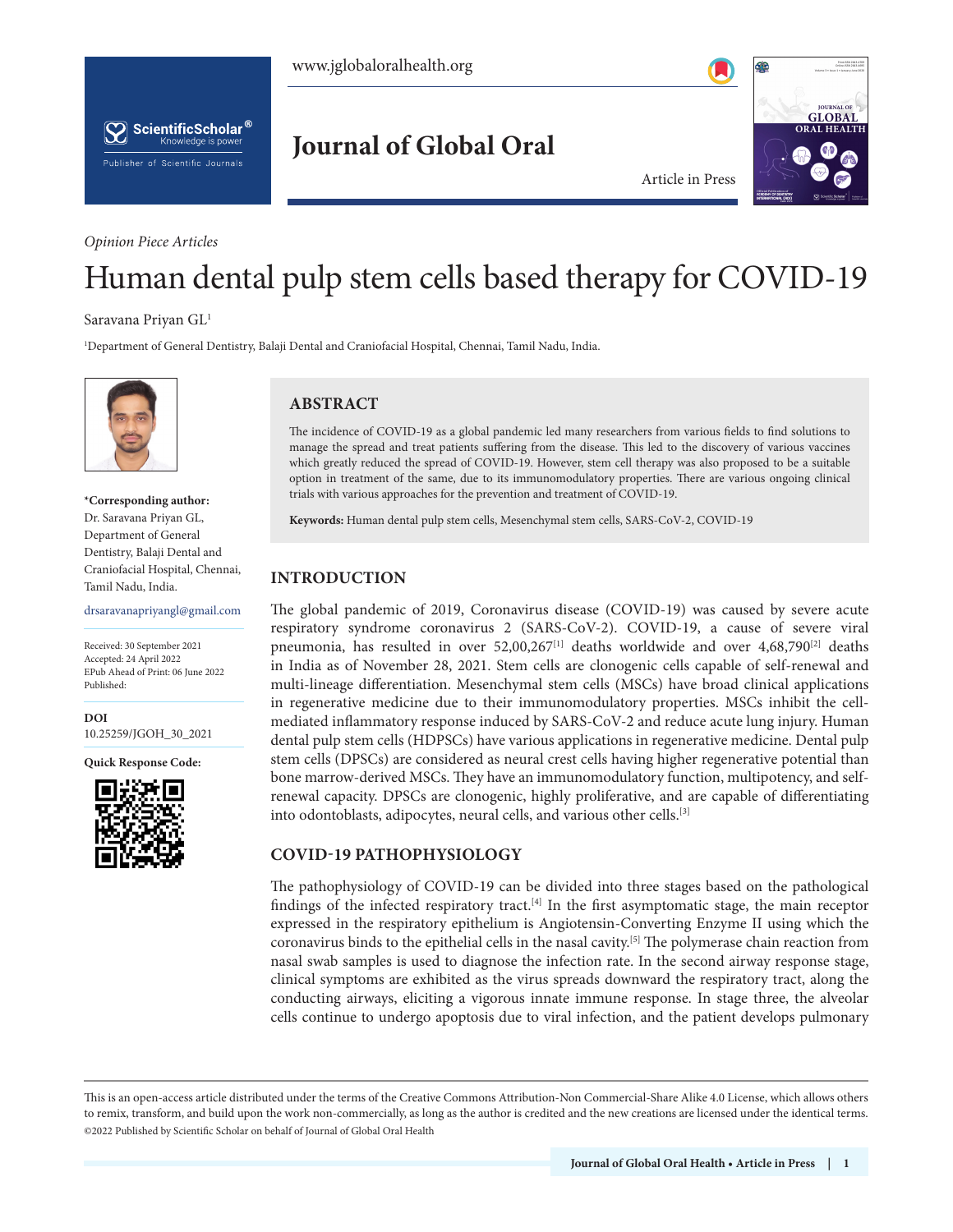*Opinion Piece Articles*

# Human dental pulp stem cells based therapy for COVID-19

Saravana Priyan GL[1]

[1]Department of General Dentistry, Balaji Dental and Craniofacial Hospital, Chennai, Tamil Nadu, India.

**\*Corresponding author:** Dr. Saravana Priyan GL, Department of General Dentistry, Balaji Dental and Craniofacial Hospital, Chennai, Tamil Nadu, India.

drsaravanapriyangl@gmail.com

Received: 30 September 2021
Accepted: 24 April 2022
EPub Ahead of Print: 06 June 2022
Published:

**DOI**
10.25259/JGOH_30_2021

**Quick Response Code:**

## ABSTRACT

The incidence of COVID-19 as a global pandemic led many researchers from various fields to find solutions to manage the spread and treat patients suffering from the disease. This led to the discovery of various vaccines which greatly reduced the spread of COVID-19. However, stem cell therapy was also proposed to be a suitable option in treatment of the same, due to its immunomodulatory properties. There are various ongoing clinical trials with various approaches for the prevention and treatment of COVID-19.

**Keywords:** Human dental pulp stem cells, Mesenchymal stem cells, SARS-CoV-2, COVID-19

## INTRODUCTION

The global pandemic of 2019, Coronavirus disease (COVID-19) was caused by severe acute respiratory syndrome coronavirus 2 (SARS-CoV-2). COVID-19, a cause of severe viral pneumonia, has resulted in over 52,00,267[1] deaths worldwide and over 4,68,790[2] deaths in India as of November 28, 2021. Stem cells are clonogenic cells capable of self-renewal and multi-lineage differentiation. Mesenchymal stem cells (MSCs) have broad clinical applications in regenerative medicine due to their immunomodulatory properties. MSCs inhibit the cell-mediated inflammatory response induced by SARS-CoV-2 and reduce acute lung injury. Human dental pulp stem cells (HDPSCs) have various applications in regenerative medicine. Dental pulp stem cells (DPSCs) are considered as neural crest cells having higher regenerative potential than bone marrow-derived MSCs. They have an immunomodulatory function, multipotency, and self-renewal capacity. DPSCs are clonogenic, highly proliferative, and are capable of differentiating into odontoblasts, adipocytes, neural cells, and various other cells.[3]

## COVID-19 PATHOPHYSIOLOGY

The pathophysiology of COVID-19 can be divided into three stages based on the pathological findings of the infected respiratory tract.[4] In the first asymptomatic stage, the main receptor expressed in the respiratory epithelium is Angiotensin-Converting Enzyme II using which the coronavirus binds to the epithelial cells in the nasal cavity.[5] The polymerase chain reaction from nasal swab samples is used to diagnose the infection rate. In the second airway response stage, clinical symptoms are exhibited as the virus spreads downward the respiratory tract, along the conducting airways, eliciting a vigorous innate immune response. In stage three, the alveolar cells continue to undergo apoptosis due to viral infection, and the patient develops pulmonary

This is an open-access article distributed under the terms of the Creative Commons Attribution-Non Commercial-Share Alike 4.0 License, which allows others to remix, transform, and build upon the work non-commercially, as long as the author is credited and the new creations are licensed under the identical terms.
©2022 Published by Scientific Scholar on behalf of Journal of Global Oral Health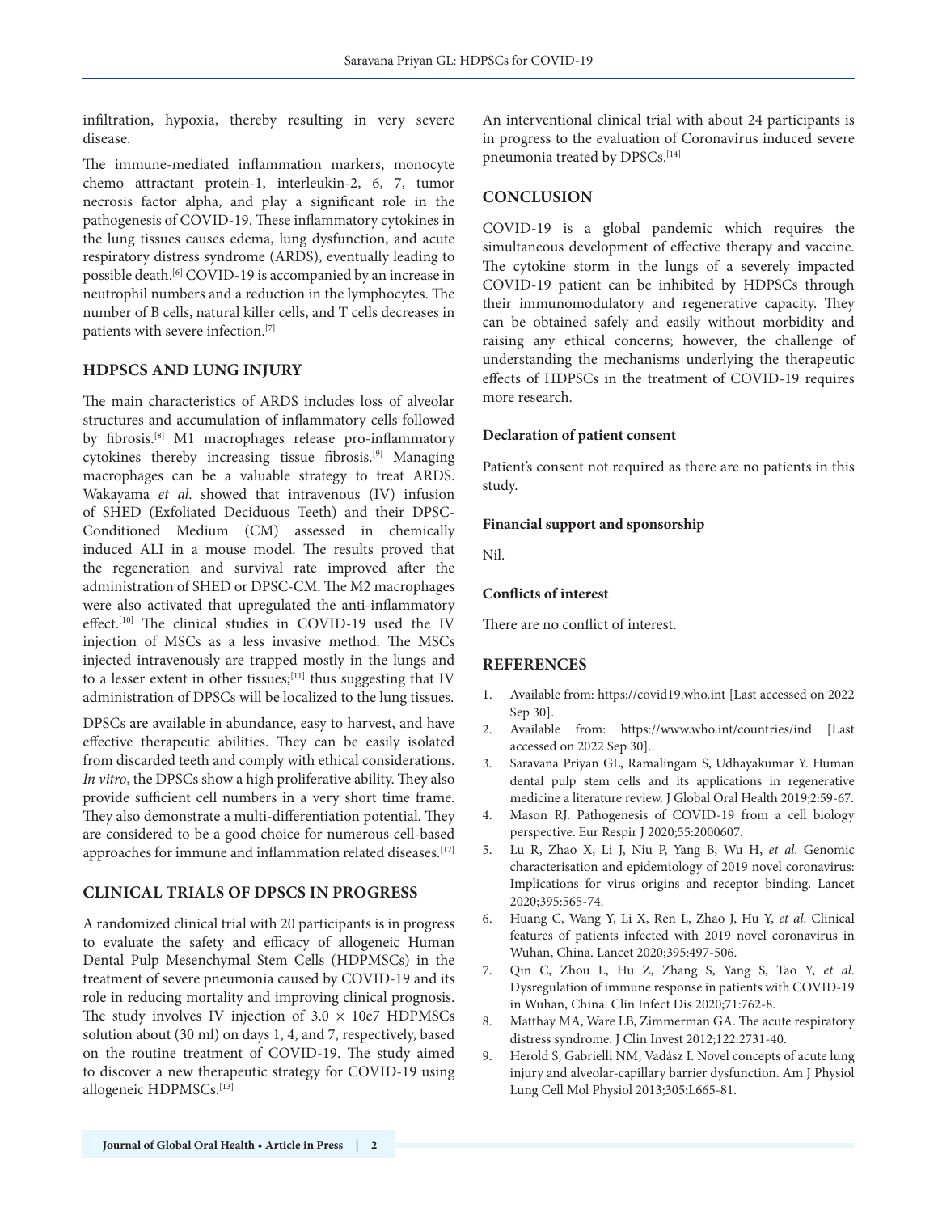infiltration, hypoxia, thereby resulting in very severe disease.

The immune-mediated inflammation markers, monocyte chemo attractant protein-1, interleukin-2, 6, 7, tumor necrosis factor alpha, and play a significant role in the pathogenesis of COVID-19. These inflammatory cytokines in the lung tissues causes edema, lung dysfunction, and acute respiratory distress syndrome (ARDS), eventually leading to possible death.[6] COVID-19 is accompanied by an increase in neutrophil numbers and a reduction in the lymphocytes. The number of B cells, natural killer cells, and T cells decreases in patients with severe infection.[7]

## HDPSCS AND LUNG INJURY

The main characteristics of ARDS includes loss of alveolar structures and accumulation of inflammatory cells followed by fibrosis.[8] M1 macrophages release pro-inflammatory cytokines thereby increasing tissue fibrosis.[9] Managing macrophages can be a valuable strategy to treat ARDS. Wakayama *et al*. showed that intravenous (IV) infusion of SHED (Exfoliated Deciduous Teeth) and their DPSC-Conditioned Medium (CM) assessed in chemically induced ALI in a mouse model. The results proved that the regeneration and survival rate improved after the administration of SHED or DPSC-CM. The M2 macrophages were also activated that upregulated the anti-inflammatory effect.[10] The clinical studies in COVID-19 used the IV injection of MSCs as a less invasive method. The MSCs injected intravenously are trapped mostly in the lungs and to a lesser extent in other tissues;[11] thus suggesting that IV administration of DPSCs will be localized to the lung tissues.

DPSCs are available in abundance, easy to harvest, and have effective therapeutic abilities. They can be easily isolated from discarded teeth and comply with ethical considerations. *In vitro*, the DPSCs show a high proliferative ability. They also provide sufficient cell numbers in a very short time frame. They also demonstrate a multi-differentiation potential. They are considered to be a good choice for numerous cell-based approaches for immune and inflammation related diseases.[12]

## CLINICAL TRIALS OF DPSCS IN PROGRESS

A randomized clinical trial with 20 participants is in progress to evaluate the safety and efficacy of allogeneic Human Dental Pulp Mesenchymal Stem Cells (HDPMSCs) in the treatment of severe pneumonia caused by COVID-19 and its role in reducing mortality and improving clinical prognosis. The study involves IV injection of $3.0 \times 10e7$ HDPMSCs solution about (30 ml) on days 1, 4, and 7, respectively, based on the routine treatment of COVID-19. The study aimed to discover a new therapeutic strategy for COVID-19 using allogeneic HDPMSCs.[13]

An interventional clinical trial with about 24 participants is in progress to the evaluation of Coronavirus induced severe pneumonia treated by DPSCs.[14]

## CONCLUSION

COVID-19 is a global pandemic which requires the simultaneous development of effective therapy and vaccine. The cytokine storm in the lungs of a severely impacted COVID-19 patient can be inhibited by HDPSCs through their immunomodulatory and regenerative capacity. They can be obtained safely and easily without morbidity and raising any ethical concerns; however, the challenge of understanding the mechanisms underlying the therapeutic effects of HDPSCs in the treatment of COVID-19 requires more research.

#### Declaration of patient consent

Patient's consent not required as there are no patients in this study.

#### Financial support and sponsorship

Nil.

#### Conflicts of interest

There are no conflict of interest.

## REFERENCES

1. Available from: https://covid19.who.int [Last accessed on 2022 Sep 30].
2. Available from: https://www.who.int/countries/ind [Last accessed on 2022 Sep 30].
3. Saravana Priyan GL, Ramalingam S, Udhayakumar Y. Human dental pulp stem cells and its applications in regenerative medicine a literature review. J Global Oral Health 2019;2:59-67.
4. Mason RJ. Pathogenesis of COVID-19 from a cell biology perspective. Eur Respir J 2020;55:2000607.
5. Lu R, Zhao X, Li J, Niu P, Yang B, Wu H, *et al*. Genomic characterisation and epidemiology of 2019 novel coronavirus: Implications for virus origins and receptor binding. Lancet 2020;395:565-74.
6. Huang C, Wang Y, Li X, Ren L, Zhao J, Hu Y, *et al*. Clinical features of patients infected with 2019 novel coronavirus in Wuhan, China. Lancet 2020;395:497-506.
7. Qin C, Zhou L, Hu Z, Zhang S, Yang S, Tao Y, *et al*. Dysregulation of immune response in patients with COVID-19 in Wuhan, China. Clin Infect Dis 2020;71:762-8.
8. Matthay MA, Ware LB, Zimmerman GA. The acute respiratory distress syndrome. J Clin Invest 2012;122:2731-40.
9. Herold S, Gabrielli NM, Vadász I. Novel concepts of acute lung injury and alveolar-capillary barrier dysfunction. Am J Physiol Lung Cell Mol Physiol 2013;305:L665-81.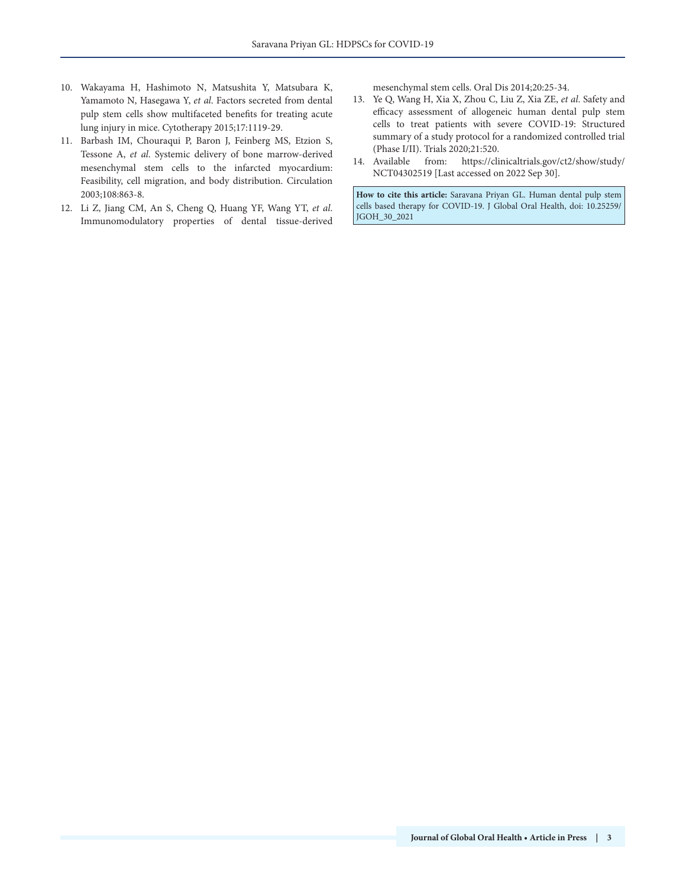10. Wakayama H, Hashimoto N, Matsushita Y, Matsubara K, Yamamoto N, Hasegawa Y, *et al*. Factors secreted from dental pulp stem cells show multifaceted benefits for treating acute lung injury in mice. Cytotherapy 2015;17:1119-29.
11. Barbash IM, Chouraqui P, Baron J, Feinberg MS, Etzion S, Tessone A, *et al*. Systemic delivery of bone marrow-derived mesenchymal stem cells to the infarcted myocardium: Feasibility, cell migration, and body distribution. Circulation 2003;108:863-8.
12. Li Z, Jiang CM, An S, Cheng Q, Huang YF, Wang YT, *et al*. Immunomodulatory properties of dental tissue-derived mesenchymal stem cells. Oral Dis 2014;20:25-34.
13. Ye Q, Wang H, Xia X, Zhou C, Liu Z, Xia ZE, *et al*. Safety and efficacy assessment of allogeneic human dental pulp stem cells to treat patients with severe COVID-19: Structured summary of a study protocol for a randomized controlled trial (Phase I/II). Trials 2020;21:520.
14. Available from: https://clinicaltrials.gov/ct2/show/study/NCT04302519 [Last accessed on 2022 Sep 30].

**How to cite this article:** Saravana Priyan GL. Human dental pulp stem cells based therapy for COVID-19. J Global Oral Health, doi: 10.25259/JGOH_30_2021